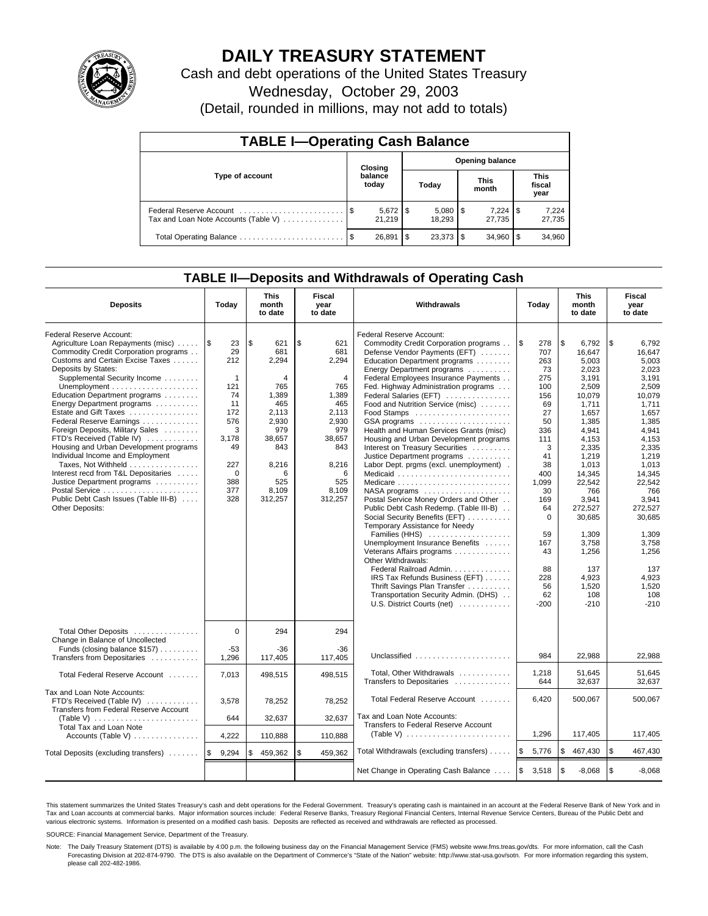# DAILY TREASURY STATEMENT

Cash and debt operations of the United States Treasury

Wednesday, October 29, 2003

(Detail, rounded in millions, may not add to totals)

## TABLE I—Operating Cash Balance

| Type of account | Closing balance today | Opening balance Today | Opening balance This month | Opening balance This fiscal year |
|---|---|---|---|---|
| Federal Reserve Account | $ 5,672 | $ 5,080 | $ 7,224 | $ 7,224 |
| Tax and Loan Note Accounts (Table V) | 21,219 | 18,293 | 27,735 | 27,735 |
| Total Operating Balance | $ 26,891 | $ 23,373 | $ 34,960 | $ 34,960 |

## TABLE II—Deposits and Withdrawals of Operating Cash

| Deposits | Today | This month to date | Fiscal year to date | Withdrawals | Today | This month to date | Fiscal year to date |
|---|---|---|---|---|---|---|---|
| Federal Reserve Account: | | | | Federal Reserve Account: | | | |
| Agriculture Loan Repayments (misc) | $ 23 | $ 621 | $ 621 | Commodity Credit Corporation programs | $ 278 | $ 6,792 | $ 6,792 |
| Commodity Credit Corporation programs | 29 | 681 | 681 | Defense Vendor Payments (EFT) | 707 | 16,647 | 16,647 |
| Customs and Certain Excise Taxes | 212 | 2,294 | 2,294 | Education Department programs | 263 | 5,003 | 5,003 |
| Deposits by States: | | | | Energy Department programs | 73 | 2,023 | 2,023 |
| Supplemental Security Income | 1 | 4 | 4 | Federal Employees Insurance Payments | 275 | 3,191 | 3,191 |
| Unemployment | 121 | 765 | 765 | Fed. Highway Administration programs | 100 | 2,509 | 2,509 |
| Education Department programs | 74 | 1,389 | 1,389 | Federal Salaries (EFT) | 156 | 10,079 | 10,079 |
| Energy Department programs | 11 | 465 | 465 | Food and Nutrition Service (misc) | 69 | 1,711 | 1,711 |
| Estate and Gift Taxes | 172 | 2,113 | 2,113 | Food Stamps | 27 | 1,657 | 1,657 |
| Federal Reserve Earnings | 576 | 2,930 | 2,930 | GSA programs | 50 | 1,385 | 1,385 |
| Foreign Deposits, Military Sales | 3 | 979 | 979 | Health and Human Services Grants (misc) | 336 | 4,941 | 4,941 |
| FTD's Received (Table IV) | 3,178 | 38,657 | 38,657 | Housing and Urban Development programs | 111 | 4,153 | 4,153 |
| Housing and Urban Development programs | 49 | 843 | 843 | Interest on Treasury Securities | 3 | 2,335 | 2,335 |
| Individual Income and Employment | | | | Justice Department programs | 41 | 1,219 | 1,219 |
| Taxes, Not Withheld | 227 | 8,216 | 8,216 | Labor Dept. prgms (excl. unemployment) | 38 | 1,013 | 1,013 |
| Interest recd from T&L Depositaries | 0 | 6 | 6 | Medicaid | 400 | 14,345 | 14,345 |
| Justice Department programs | 388 | 525 | 525 | Medicare | 1,099 | 22,542 | 22,542 |
| Postal Service | 377 | 8,109 | 8,109 | NASA programs | 30 | 766 | 766 |
| Public Debt Cash Issues (Table III-B) | 328 | 312,257 | 312,257 | Postal Service Money Orders and Other | 169 | 3,941 | 3,941 |
| Other Deposits: | | | | Public Debt Cash Redemp. (Table III-B) | 64 | 272,527 | 272,527 |
| | | | | Social Security Benefits (EFT) | 0 | 30,685 | 30,685 |
| | | | | Temporary Assistance for Needy Families (HHS) | 59 | 1,309 | 1,309 |
| | | | | Unemployment Insurance Benefits | 167 | 3,758 | 3,758 |
| | | | | Veterans Affairs programs | 43 | 1,256 | 1,256 |
| | | | | Other Withdrawals: | | | |
| | | | | Federal Railroad Admin. | 88 | 137 | 137 |
| | | | | IRS Tax Refunds Business (EFT) | 228 | 4,923 | 4,923 |
| | | | | Thrift Savings Plan Transfer | 56 | 1,520 | 1,520 |
| | | | | Transportation Security Admin. (DHS) | 62 | 108 | 108 |
| | | | | U.S. District Courts (net) | -200 | -210 | -210 |
| Total Other Deposits | 0 | 294 | 294 | | | | |
| Change in Balance of Uncollected Funds (closing balance $157) | -53 | -36 | -36 | | | | |
| Transfers from Depositaries | 1,296 | 117,405 | 117,405 | Unclassified | 984 | 22,988 | 22,988 |
| Total Federal Reserve Account | 7,013 | 498,515 | 498,515 | Total, Other Withdrawals | 1,218 | 51,645 | 51,645 |
| | | | | Transfers to Depositaries | 644 | 32,637 | 32,637 |
| Tax and Loan Note Accounts: | | | | | | | |
| FTD's Received (Table IV) | 3,578 | 78,252 | 78,252 | Total Federal Reserve Account | 6,420 | 500,067 | 500,067 |
| Transfers from Federal Reserve Account (Table V) | 644 | 32,637 | 32,637 | Tax and Loan Note Accounts: | | | |
| Total Tax and Loan Note Accounts (Table V) | 4,222 | 110,888 | 110,888 | Transfers to Federal Reserve Account (Table V) | 1,296 | 117,405 | 117,405 |
| Total Deposits (excluding transfers) | $ 9,294 | $ 459,362 | $ 459,362 | Total Withdrawals (excluding transfers) | $ 5,776 | $ 467,430 | $ 467,430 |
| | | | | Net Change in Operating Cash Balance | $ 3,518 | $ -8,068 | $ -8,068 |

This statement summarizes the United States Treasury's cash and debt operations for the Federal Government. Treasury's operating cash is maintained in an account at the Federal Reserve Bank of New York and in Tax and Loan accounts at commercial banks. Major information sources include: Federal Reserve Banks, Treasury Regional Financial Centers, Internal Revenue Service Centers, Bureau of the Public Debt and various electronic systems. Information is presented on a modified cash basis. Deposits are reflected as received and withdrawals are reflected as processed.

SOURCE: Financial Management Service, Department of the Treasury.

Note: The Daily Treasury Statement (DTS) is available by 4:00 p.m. the following business day on the Financial Management Service (FMS) website www.fms.treas.gov/dts. For more information, call the Cash Forecasting Division at 202-874-9790. The DTS is also available on the Department of Commerce's "State of the Nation" website: http://www.stat-usa.gov/sotn. For more information regarding this system, please call 202-482-1986.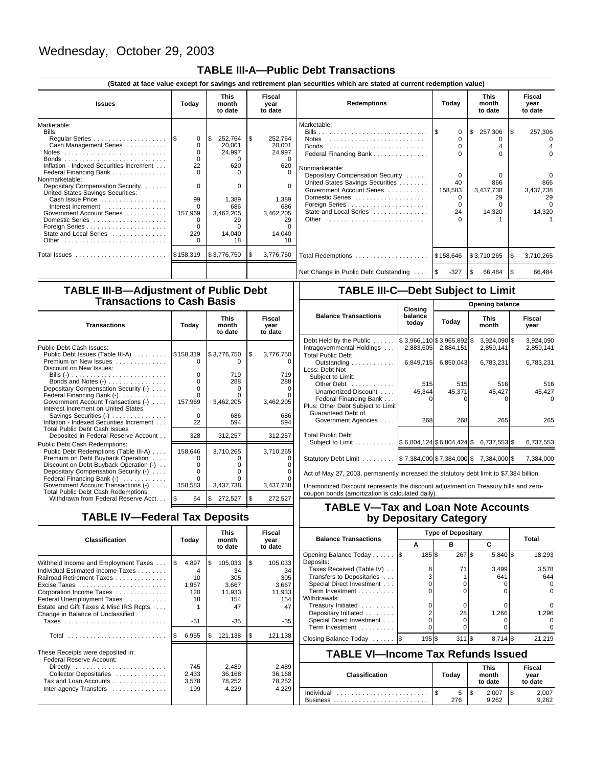Wednesday, October 29, 2003

## TABLE III-A—Public Debt Transactions

(Stated at face value except for savings and retirement plan securities which are stated at current redemption value)

| Issues | Today | This month to date | Fiscal year to date |
|---|---|---|---|
| Marketable: | | | |
| Bills: | | | |
| Regular Series | $ 0 | $ 252,764 | $ 252,764 |
| Cash Management Series | 0 | 20,001 | 20,001 |
| Notes | 0 | 24,997 | 24,997 |
| Bonds | 0 | 0 | 0 |
| Inflation - Indexed Securities Increment | 22 | 620 | 620 |
| Federal Financing Bank | 0 | 0 | 0 |
| Nonmarketable: | | | |
| Depositary Compensation Security | 0 | 0 | 0 |
| United States Savings Securities: | | | |
| Cash Issue Price | 99 | 1,389 | 1,389 |
| Interest Increment | 0 | 686 | 686 |
| Government Account Series | 157,969 | 3,462,205 | 3,462,205 |
| Domestic Series | 0 | 29 | 29 |
| Foreign Series | 0 | 0 | 0 |
| State and Local Series | 229 | 14,040 | 14,040 |
| Other | 0 | 18 | 18 |
| Total Issues | $158,319 | $3,776,750 | $ 3,776,750 |

| Redemptions | Today | This month to date | Fiscal year to date |
|---|---|---|---|
| Marketable: | | | |
| Bills | $ 0 | $ 257,306 | $ 257,306 |
| Notes | 0 | 0 | 0 |
| Bonds | 0 | 4 | 4 |
| Federal Financing Bank | 0 | 0 | 0 |
| Nonmarketable: | | | |
| Depositary Compensation Security | 0 | 0 | 0 |
| United States Savings Securities | 40 | 866 | 866 |
| Government Account Series | 158,583 | 3,437,738 | 3,437,738 |
| Domestic Series | 0 | 29 | 29 |
| Foreign Series | 0 | 0 | 0 |
| State and Local Series | 24 | 14,320 | 14,320 |
| Other | 0 | 1 | 1 |
| Total Redemptions | $158,646 | $3,710,265 | $ 3,710,265 |
| Net Change in Public Debt Outstanding | $ -327 | $ 66,484 | $ 66,484 |

## TABLE III-B—Adjustment of Public Debt Transactions to Cash Basis

| Transactions | Today | This month to date | Fiscal year to date |
|---|---|---|---|
| Public Debt Cash Issues: | | | |
| Public Debt Issues (Table III-A) | $158,319 | $3,776,750 | $ 3,776,750 |
| Premium on New Issues | 0 | 0 | 0 |
| Discount on New Issues: | | | |
| Bills (-) | 0 | 719 | 719 |
| Bonds and Notes (-) | 0 | 288 | 288 |
| Depositary Compensation Security (-) | 0 | 0 | 0 |
| Federal Financing Bank (-) | 0 | 0 | 0 |
| Government Account Transactions (-) | 157,969 | 3,462,205 | 3,462,205 |
| Interest Increment on United States Savings Securities (-) | 0 | 686 | 686 |
| Inflation - Indexed Securities Increment | 22 | 594 | 594 |
| Total Public Debt Cash Issues Deposited in Federal Reserve Account | 328 | 312,257 | 312,257 |
| Public Debt Cash Redemptions: | | | |
| Public Debt Redemptions (Table III-A) | 158,646 | 3,710,265 | 3,710,265 |
| Premium on Debt Buyback Operation | 0 | 0 | 0 |
| Discount on Debt Buyback Operation (-) | 0 | 0 | 0 |
| Depositary Compensation Security (-) | 0 | 0 | 0 |
| Federal Financing Bank (-) | 0 | 0 | 0 |
| Government Account Transactions (-) | 158,583 | 3,437,738 | 3,437,738 |
| Total Public Debt Cash Redemptions Withdrawn from Federal Reserve Acct. | $ 64 | $ 272,527 | $ 272,527 |

## TABLE III-C—Debt Subject to Limit

| Balance Transactions | Closing balance today | Opening balance Today | Opening balance This month | Opening balance Fiscal year |
|---|---|---|---|---|
| Debt Held by the Public | $ 3,966,110 | $ 3,965,892 | $ 3,924,090 | $ 3,924,090 |
| Intragovernmental Holdings | 2,883,605 | 2,884,151 | 2,859,141 | 2,859,141 |
| Total Public Debt Outstanding | 6,849,715 | 6,850,043 | 6,783,231 | 6,783,231 |
| Less: Debt Not Subject to Limit: | | | | |
| Other Debt | 515 | 515 | 516 | 516 |
| Unamortized Discount | 45,344 | 45,371 | 45,427 | 45,427 |
| Federal Financing Bank | 0 | 0 | 0 | 0 |
| Plus: Other Debt Subject to Limit Guaranteed Debt of Government Agencies | 268 | 268 | 265 | 265 |
| Total Public Debt Subject to Limit | $ 6,804,124 | $ 6,804,424 | $ 6,737,553 | $ 6,737,553 |
| Statutory Debt Limit | $ 7,384,000 | $ 7,384,000 | $ 7,384,000 | $ 7,384,000 |

Act of May 27, 2003, permanently increased the statutory debt limit to $7,384 billion.

Unamortized Discount represents the discount adjustment on Treasury bills and zero-coupon bonds (amortization is calculated daily).

## TABLE IV—Federal Tax Deposits

| Classification | Today | This month to date | Fiscal year to date |
|---|---|---|---|
| Withheld Income and Employment Taxes | $ 4,897 | $ 105,033 | $ 105,033 |
| Individual Estimated Income Taxes | 4 | 34 | 34 |
| Railroad Retirement Taxes | 10 | 305 | 305 |
| Excise Taxes | 1,957 | 3,667 | 3,667 |
| Corporation Income Taxes | 120 | 11,933 | 11,933 |
| Federal Unemployment Taxes | 18 | 154 | 154 |
| Estate and Gift Taxes & Misc IRS Rcpts. | 1 | 47 | 47 |
| Change in Balance of Unclassified Taxes | -51 | -35 | -35 |
| Total | $ 6,955 | $ 121,138 | $ 121,138 |
| These Receipts were deposited in: | | | |
| Federal Reserve Account: | | | |
| Directly | 745 | 2,489 | 2,489 |
| Collector Depositaries | 2,433 | 36,168 | 36,168 |
| Tax and Loan Accounts | 3,578 | 78,252 | 78,252 |
| Inter-agency Transfers | 199 | 4,229 | 4,229 |

## TABLE V—Tax and Loan Note Accounts by Depositary Category

| Balance Transactions | Type of Depositary A | Type of Depositary B | Type of Depositary C | Total |
|---|---|---|---|---|
| Opening Balance Today | $ 185 | $ 267 | $ 5,840 | $ 18,293 |
| Deposits: | | | | |
| Taxes Received (Table IV) | 8 | 71 | 3,499 | 3,578 |
| Transfers to Depositaries | 3 | 1 | 641 | 644 |
| Special Direct Investment | 0 | 0 | 0 | 0 |
| Term Investment | 0 | 0 | 0 | 0 |
| Withdrawals: | | | | |
| Treasury Initiated | 0 | 0 | 0 | 0 |
| Depositary Initiated | 2 | 28 | 1,266 | 1,296 |
| Special Direct Investment | 0 | 0 | 0 | 0 |
| Term Investment | 0 | 0 | 0 | 0 |
| Closing Balance Today | $ 195 | $ 311 | $ 8,714 | $ 21,219 |

## TABLE VI—Income Tax Refunds Issued

| Classification | Today | This month to date | Fiscal year to date |
|---|---|---|---|
| Individual | $ 5 | $ 2,007 | $ 2,007 |
| Business | 276 | 9,262 | 9,262 |